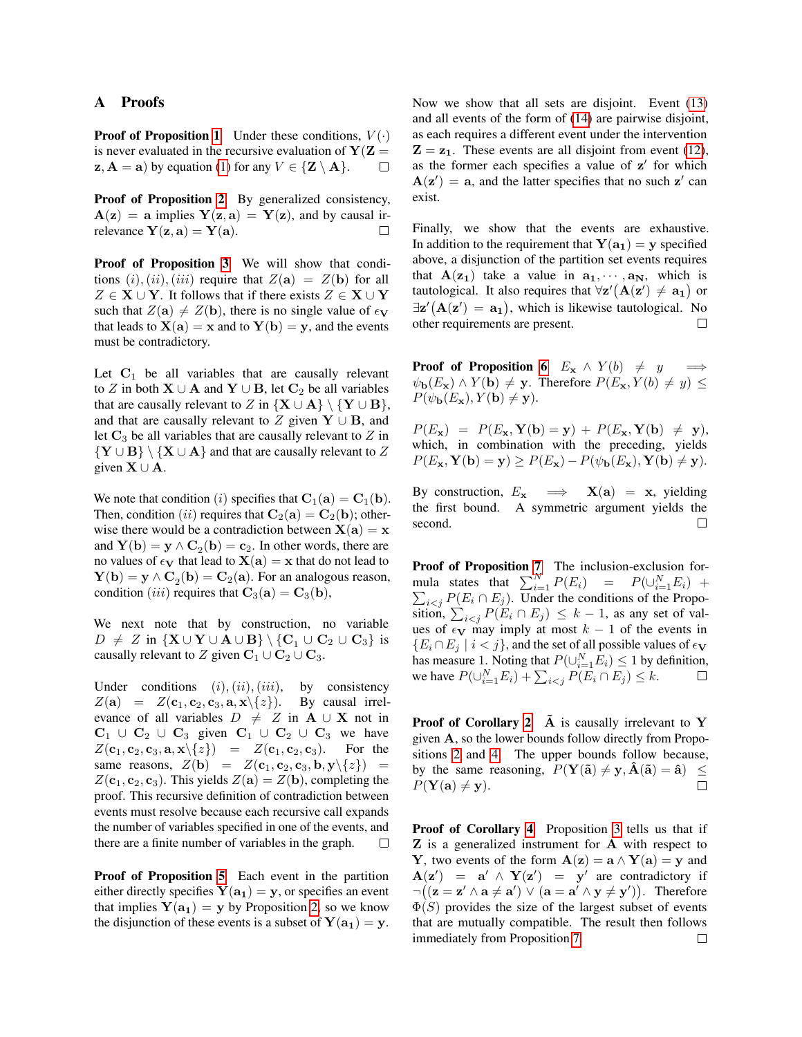## A Proofs

**Proof of Proposition 1** Under these conditions, $V(\cdot)$ is never evaluated in the recursive evaluation of $\mathbf{Y}(\mathbf{Z} = \mathbf{z}, \mathbf{A} = \mathbf{a})$ by equation (1) for any $V \in \{\mathbf{Z} \setminus \mathbf{A}\}$. $\square$

**Proof of Proposition 2** By generalized consistency, $\mathbf{A}(\mathbf{z}) = \mathbf{a}$ implies $\mathbf{Y}(\mathbf{z}, \mathbf{a}) = \mathbf{Y}(\mathbf{z})$, and by causal irrelevance $\mathbf{Y}(\mathbf{z}, \mathbf{a}) = \mathbf{Y}(\mathbf{a})$. $\square$

**Proof of Proposition 3** We will show that conditions $(i), (ii), (iii)$ require that $Z(\mathbf{a}) = Z(\mathbf{b})$ for all $Z \in \mathbf{X} \cup \mathbf{Y}$. It follows that if there exists $Z \in \mathbf{X} \cup \mathbf{Y}$ such that $Z(\mathbf{a}) \neq Z(\mathbf{b})$, there is no single value of $\epsilon_{\mathbf{V}}$ that leads to $\mathbf{X}(\mathbf{a}) = \mathbf{x}$ and to $\mathbf{Y}(\mathbf{b}) = \mathbf{y}$, and the events must be contradictory.

Let $\mathbf{C}_1$ be all variables that are causally relevant to $Z$ in both $\mathbf{X} \cup \mathbf{A}$ and $\mathbf{Y} \cup \mathbf{B}$, let $\mathbf{C}_2$ be all variables that are causally relevant to $Z$ in $\{\mathbf{X} \cup \mathbf{A}\} \setminus \{\mathbf{Y} \cup \mathbf{B}\}$, and that are causally relevant to $Z$ given $\mathbf{Y} \cup \mathbf{B}$, and let $\mathbf{C}_3$ be all variables that are causally relevant to $Z$ in $\{\mathbf{Y} \cup \mathbf{B}\} \setminus \{\mathbf{X} \cup \mathbf{A}\}$ and that are causally relevant to $Z$ given $\mathbf{X} \cup \mathbf{A}$.

We note that condition $(i)$ specifies that $\mathbf{C}_1(\mathbf{a}) = \mathbf{C}_1(\mathbf{b})$. Then, condition $(ii)$ requires that $\mathbf{C}_2(\mathbf{a}) = \mathbf{C}_2(\mathbf{b})$; otherwise there would be a contradiction between $\mathbf{X}(\mathbf{a}) = \mathbf{x}$ and $\mathbf{Y}(\mathbf{b}) = \mathbf{y} \wedge \mathbf{C}_2(\mathbf{b}) = \mathbf{c}_2$. In other words, there are no values of $\epsilon_{\mathbf{V}}$ that lead to $\mathbf{X}(\mathbf{a}) = \mathbf{x}$ that do not lead to $\mathbf{Y}(\mathbf{b}) = \mathbf{y} \wedge \mathbf{C}_2(\mathbf{b}) = \mathbf{C}_2(\mathbf{a})$. For an analogous reason, condition $(iii)$ requires that $\mathbf{C}_3(\mathbf{a}) = \mathbf{C}_3(\mathbf{b})$,

We next note that by construction, no variable $D \neq Z$ in $\{\mathbf{X} \cup \mathbf{Y} \cup \mathbf{A} \cup \mathbf{B}\} \setminus \{\mathbf{C}_1 \cup \mathbf{C}_2 \cup \mathbf{C}_3\}$ is causally relevant to $Z$ given $\mathbf{C}_1 \cup \mathbf{C}_2 \cup \mathbf{C}_3$.

Under conditions $(i), (ii), (iii)$, by consistency $Z(\mathbf{a}) = Z(\mathbf{c}_1, \mathbf{c}_2, \mathbf{c}_3, \mathbf{a}, \mathbf{x} \backslash \{z\})$. By causal irrelevance of all variables $D \neq Z$ in $\mathbf{A} \cup \mathbf{X}$ not in $\mathbf{C}_1 \cup \mathbf{C}_2 \cup \mathbf{C}_3$ given $\mathbf{C}_1 \cup \mathbf{C}_2 \cup \mathbf{C}_3$ we have $Z(\mathbf{c}_1, \mathbf{c}_2, \mathbf{c}_3, \mathbf{a}, \mathbf{x} \backslash \{z\}) = Z(\mathbf{c}_1, \mathbf{c}_2, \mathbf{c}_3)$. For the same reasons, $Z(\mathbf{b}) = Z(\mathbf{c}_1, \mathbf{c}_2, \mathbf{c}_3, \mathbf{b}, \mathbf{y} \backslash \{z\}) = Z(\mathbf{c}_1, \mathbf{c}_2, \mathbf{c}_3)$. This yields $Z(\mathbf{a}) = Z(\mathbf{b})$, completing the proof. This recursive definition of contradiction between events must resolve because each recursive call expands the number of variables specified in one of the events, and there are a finite number of variables in the graph. $\square$

**Proof of Proposition 5** Each event in the partition either directly specifies $\mathbf{Y}(\mathbf{a_1}) = \mathbf{y}$, or specifies an event that implies $\mathbf{Y}(\mathbf{a_1}) = \mathbf{y}$ by Proposition 2, so we know the disjunction of these events is a subset of $\mathbf{Y}(\mathbf{a_1}) = \mathbf{y}$.

Now we show that all sets are disjoint. Event (13) and all events of the form of (14) are pairwise disjoint, as each requires a different event under the intervention $\mathbf{Z} = \mathbf{z_1}$. These events are all disjoint from event (12), as the former each specifies a value of $\mathbf{z}'$ for which $\mathbf{A}(\mathbf{z}') = \mathbf{a}$, and the latter specifies that no such $\mathbf{z}'$ can exist.

Finally, we show that the events are exhaustive. In addition to the requirement that $\mathbf{Y}(\mathbf{a_1}) = \mathbf{y}$ specified above, a disjunction of the partition set events requires that $\mathbf{A}(\mathbf{z_1})$ take a value in $\mathbf{a_1}, \cdots, \mathbf{a_N}$, which is tautological. It also requires that $\forall \mathbf{z}'\big(\mathbf{A}(\mathbf{z}') \neq \mathbf{a_1}\big)$ or $\exists \mathbf{z}'\big(\mathbf{A}(\mathbf{z}') = \mathbf{a_1}\big)$, which is likewise tautological. No other requirements are present. $\square$

**Proof of Proposition 6** $E_{\mathbf{x}} \wedge Y(b) \neq y \implies \psi_{\mathbf{b}}(E_{\mathbf{x}}) \wedge Y(\mathbf{b}) \neq \mathbf{y}$. Therefore $P(E_{\mathbf{x}}, Y(b) \neq y) \leq P(\psi_{\mathbf{b}}(E_{\mathbf{x}}), Y(\mathbf{b}) \neq \mathbf{y})$.

$P(E_{\mathbf{x}}) = P(E_{\mathbf{x}}, \mathbf{Y}(\mathbf{b}) = \mathbf{y}) + P(E_{\mathbf{x}}, \mathbf{Y}(\mathbf{b}) \neq \mathbf{y})$, which, in combination with the preceding, yields $P(E_{\mathbf{x}}, \mathbf{Y}(\mathbf{b}) = \mathbf{y}) \geq P(E_{\mathbf{x}}) - P(\psi_{\mathbf{b}}(E_{\mathbf{x}}), \mathbf{Y}(\mathbf{b}) \neq \mathbf{y})$.

By construction, $E_{\mathbf{x}} \implies \mathbf{X}(\mathbf{a}) = \mathbf{x}$, yielding the first bound. A symmetric argument yields the second. $\square$

**Proof of Proposition 7** The inclusion-exclusion formula states that $\sum_{i=1}^{N} P(E_i) = P(\cup_{i=1}^{N} E_i) + \sum_{i<j} P(E_i \cap E_j)$. Under the conditions of the Proposition, $\sum_{i<j} P(E_i \cap E_j) \leq k - 1$, as any set of values of $\epsilon_{\mathbf{V}}$ may imply at most $k - 1$ of the events in $\{E_i \cap E_j \mid i < j\}$, and the set of all possible values of $\epsilon_{\mathbf{V}}$ has measure 1. Noting that $P(\cup_{i=1}^{N} E_i) \leq 1$ by definition, we have $P(\cup_{i=1}^{N} E_i) + \sum_{i<j} P(E_i \cap E_j) \leq k$. $\square$

**Proof of Corollary 2** $\tilde{\mathbf{A}}$ is causally irrelevant to $\mathbf{Y}$ given $\mathbf{A}$, so the lower bounds follow directly from Propositions 2 and 4. The upper bounds follow because, by the same reasoning, $P(\mathbf{Y}(\tilde{\mathbf{a}}) \neq \mathbf{y}, \hat{\mathbf{A}}(\tilde{\mathbf{a}}) = \hat{\mathbf{a}}) \leq P(\mathbf{Y}(\mathbf{a}) \neq \mathbf{y})$. $\square$

**Proof of Corollary 4** Proposition 3 tells us that if $\mathbf{Z}$ is a generalized instrument for $\mathbf{A}$ with respect to $\mathbf{Y}$, two events of the form $\mathbf{A}(\mathbf{z}) = \mathbf{a} \wedge \mathbf{Y}(\mathbf{a}) = \mathbf{y}$ and $\mathbf{A}(\mathbf{z}') = \mathbf{a}' \wedge \mathbf{Y}(\mathbf{z}') = \mathbf{y}'$ are contradictory if $\neg\big((\mathbf{z} = \mathbf{z}' \wedge \mathbf{a} \neq \mathbf{a}') \vee (\mathbf{a} = \mathbf{a}' \wedge \mathbf{y} \neq \mathbf{y}')\big)$. Therefore $\Phi(S)$ provides the size of the largest subset of events that are mutually compatible. The result then follows immediately from Proposition 7. $\square$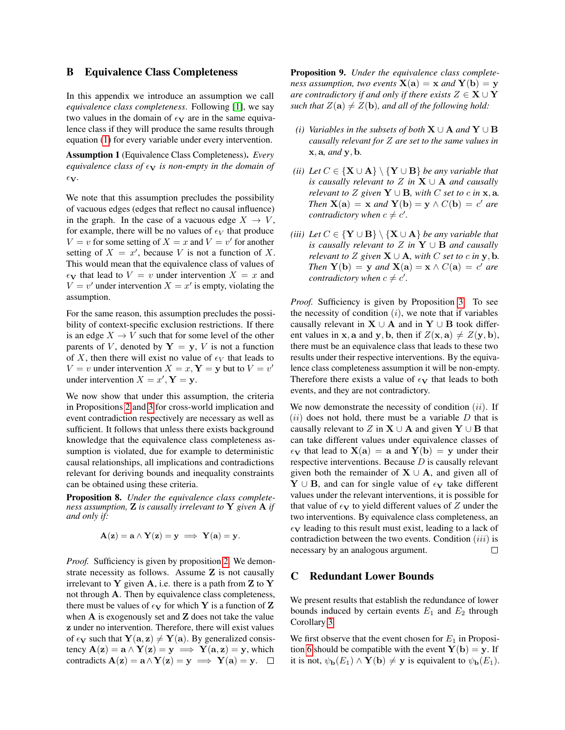## B Equivalence Class Completeness

In this appendix we introduce an assumption we call *equivalence class completeness*. Following [1], we say two values in the domain of $\epsilon_{\mathbf{V}}$ are in the same equivalence class if they will produce the same results through equation (1) for every variable under every intervention.

**Assumption 1** (Equivalence Class Completeness)**.** *Every equivalence class of $\epsilon_{\mathbf{V}}$ is non-empty in the domain of $\epsilon_{\mathbf{V}}$.*

We note that this assumption precludes the possibility of vacuous edges (edges that reflect no causal influence) in the graph. In the case of a vacuous edge $X \to V$, for example, there will be no values of $\epsilon_V$ that produce $V = v$ for some setting of $X = x$ and $V = v'$ for another setting of $X = x'$, because $V$ is not a function of $X$. This would mean that the equivalence class of values of $\epsilon_{\mathbf{V}}$ that lead to $V = v$ under intervention $X = x$ and $V = v'$ under intervention $X = x'$ is empty, violating the assumption.

For the same reason, this assumption precludes the possibility of context-specific exclusion restrictions. If there is an edge $X \to V$ such that for some level of the other parents of $V$, denoted by $\mathbf{Y} = \mathbf{y}$, $V$ is not a function of $X$, then there will exist no value of $\epsilon_V$ that leads to $V = v$ under intervention $X = x, \mathbf{Y} = \mathbf{y}$ but to $V = v'$ under intervention $X = x', \mathbf{Y} = \mathbf{y}$.

We now show that under this assumption, the criteria in Propositions 2 and 3 for cross-world implication and event contradiction respectively are necessary as well as sufficient. It follows that unless there exists background knowledge that the equivalence class completeness assumption is violated, due for example to deterministic causal relationships, all implications and contradictions relevant for deriving bounds and inequality constraints can be obtained using these criteria.

**Proposition 8.** *Under the equivalence class completeness assumption, $\mathbf{Z}$ is causally irrelevant to $\mathbf{Y}$ given $\mathbf{A}$ if and only if:*

$$\mathbf{A}(\mathbf{z}) = \mathbf{a} \wedge \mathbf{Y}(\mathbf{z}) = \mathbf{y} \implies \mathbf{Y}(\mathbf{a}) = \mathbf{y}.$$

*Proof.* Sufficiency is given by proposition 2. We demonstrate necessity as follows. Assume $\mathbf{Z}$ is not causally irrelevant to $\mathbf{Y}$ given $\mathbf{A}$, i.e. there is a path from $\mathbf{Z}$ to $\mathbf{Y}$ not through $\mathbf{A}$. Then by equivalence class completeness, there must be values of $\epsilon_{\mathbf{V}}$ for which $\mathbf{Y}$ is a function of $\mathbf{Z}$ when $\mathbf{A}$ is exogenously set and $\mathbf{Z}$ does not take the value $\mathbf{z}$ under no intervention. Therefore, there will exist values of $\epsilon_{\mathbf{V}}$ such that $\mathbf{Y}(\mathbf{a}, \mathbf{z}) \neq \mathbf{Y}(\mathbf{a})$. By generalized consistency $\mathbf{A}(\mathbf{z}) = \mathbf{a} \wedge \mathbf{Y}(\mathbf{z}) = \mathbf{y} \implies \mathbf{Y}(\mathbf{a}, \mathbf{z}) = \mathbf{y}$, which contradicts $\mathbf{A}(\mathbf{z}) = \mathbf{a} \wedge \mathbf{Y}(\mathbf{z}) = \mathbf{y} \implies \mathbf{Y}(\mathbf{a}) = \mathbf{y}$. □

**Proposition 9.** *Under the equivalence class completeness assumption, two events $\mathbf{X}(\mathbf{a}) = \mathbf{x}$ and $\mathbf{Y}(\mathbf{b}) = \mathbf{y}$ are contradictory if and only if there exists $Z \in \mathbf{X} \cup \mathbf{Y}$ such that $Z(\mathbf{a}) \neq Z(\mathbf{b})$, and all of the following hold:*

*(i) Variables in the subsets of both $\mathbf{X} \cup \mathbf{A}$ and $\mathbf{Y} \cup \mathbf{B}$ causally relevant for $Z$ are set to the same values in $\mathbf{x}, \mathbf{a}$, and $\mathbf{y}, \mathbf{b}$.*

*(ii) Let $C \in \{\mathbf{X} \cup \mathbf{A}\} \setminus \{\mathbf{Y} \cup \mathbf{B}\}$ be any variable that is causally relevant to $Z$ in $\mathbf{X} \cup \mathbf{A}$ and causally relevant to $Z$ given $\mathbf{Y} \cup \mathbf{B}$, with $C$ set to $c$ in $\mathbf{x}, \mathbf{a}$. Then $\mathbf{X}(\mathbf{a}) = \mathbf{x}$ and $\mathbf{Y}(\mathbf{b}) = \mathbf{y} \wedge C(\mathbf{b}) = c'$ are contradictory when $c \neq c'$.*

*(iii) Let $C \in \{\mathbf{Y} \cup \mathbf{B}\} \setminus \{\mathbf{X} \cup \mathbf{A}\}$ be any variable that is causally relevant to $Z$ in $\mathbf{Y} \cup \mathbf{B}$ and causally relevant to $Z$ given $\mathbf{X} \cup \mathbf{A}$, with $C$ set to $c$ in $\mathbf{y}, \mathbf{b}$. Then $\mathbf{Y}(\mathbf{b}) = \mathbf{y}$ and $\mathbf{X}(\mathbf{a}) = \mathbf{x} \wedge C(\mathbf{a}) = c'$ are contradictory when $c \neq c'$.*

*Proof.* Sufficiency is given by Proposition 3. To see the necessity of condition $(i)$, we note that if variables causally relevant in $\mathbf{X} \cup \mathbf{A}$ and in $\mathbf{Y} \cup \mathbf{B}$ took different values in $\mathbf{x}, \mathbf{a}$ and $\mathbf{y}, \mathbf{b}$, then if $Z(\mathbf{x}, \mathbf{a}) \neq Z(\mathbf{y}, \mathbf{b})$, there must be an equivalence class that leads to these two results under their respective interventions. By the equivalence class completeness assumption it will be non-empty. Therefore there exists a value of $\epsilon_{\mathbf{V}}$ that leads to both events, and they are not contradictory.

We now demonstrate the necessity of condition $(ii)$. If $(ii)$ does not hold, there must be a variable $D$ that is causally relevant to $Z$ in $\mathbf{X} \cup \mathbf{A}$ and given $\mathbf{Y} \cup \mathbf{B}$ that can take different values under equivalence classes of $\epsilon_{\mathbf{V}}$ that lead to $\mathbf{X}(\mathbf{a}) = \mathbf{a}$ and $\mathbf{Y}(\mathbf{b}) = \mathbf{y}$ under their respective interventions. Because $D$ is causally relevant given both the remainder of $\mathbf{X} \cup \mathbf{A}$, and given all of $\mathbf{Y} \cup \mathbf{B}$, and can for single value of $\epsilon_{\mathbf{V}}$ take different values under the relevant interventions, it is possible for that value of $\epsilon_{\mathbf{V}}$ to yield different values of $Z$ under the two interventions. By equivalence class completeness, an $\epsilon_{\mathbf{V}}$ leading to this result must exist, leading to a lack of contradiction between the two events. Condition $(iii)$ is necessary by an analogous argument. □

## C Redundant Lower Bounds

We present results that establish the redundance of lower bounds induced by certain events $E_1$ and $E_2$ through Corollary 3.

We first observe that the event chosen for $E_1$ in Proposition 6 should be compatible with the event $\mathbf{Y}(\mathbf{b}) = \mathbf{y}$. If it is not, $\psi_{\mathbf{b}}(E_1) \wedge \mathbf{Y}(\mathbf{b}) \neq \mathbf{y}$ is equivalent to $\psi_{\mathbf{b}}(E_1)$.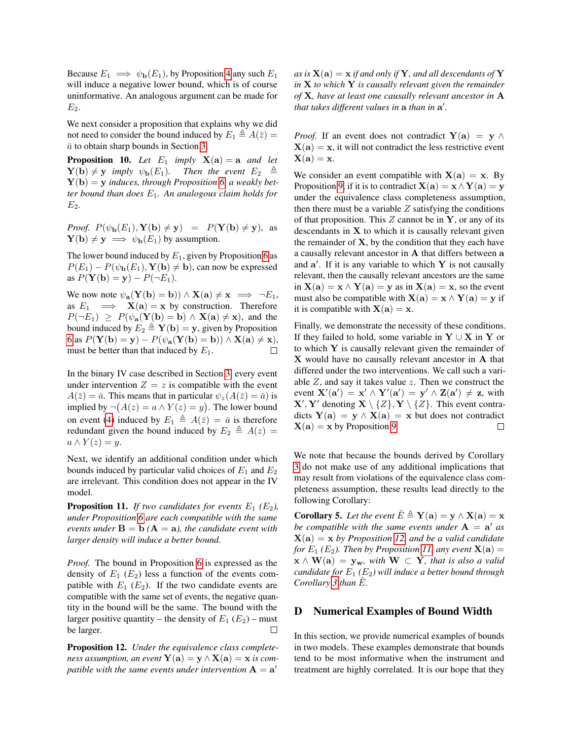Because $E_1 \implies \psi_{\mathbf{b}}(E_1)$, by Proposition 4 any such $E_1$ will induce a negative lower bound, which is of course uninformative. An analogous argument can be made for $E_2$.

We next consider a proposition that explains why we did not need to consider the bound induced by $E_1 \triangleq A(\bar{z}) = \bar{a}$ to obtain sharp bounds in Section 3.

**Proposition 10.** *Let $E_1$ imply $\mathbf{X}(\mathbf{a}) = \mathbf{a}$ and let $\mathbf{Y}(\mathbf{b}) \neq \mathbf{y}$ imply $\psi_{\mathbf{b}}(E_1)$. Then the event $E_2 \triangleq \mathbf{Y}(\mathbf{b}) = \mathbf{y}$ induces, through Proposition 6, a weakly better bound than does $E_1$. An analogous claim holds for $E_2$.*

*Proof.* $P(\psi_{\mathbf{b}}(E_1), \mathbf{Y}(\mathbf{b}) \neq \mathbf{y}) = P(\mathbf{Y}(\mathbf{b}) \neq \mathbf{y})$, as $\mathbf{Y}(\mathbf{b}) \neq \mathbf{y} \implies \psi_{\mathbf{b}}(E_1)$ by assumption.

The lower bound induced by $E_1$, given by Proposition 6 as $P(E_1) - P(\psi_{\mathbf{b}}(E_1), \mathbf{Y}(\mathbf{b}) \neq \mathbf{b})$, can now be expressed as $P(\mathbf{Y}(\mathbf{b}) = \mathbf{y}) - P(\neg E_1)$.

We now note $\psi_{\mathbf{a}}(\mathbf{Y}(\mathbf{b}) = \mathbf{b})) \wedge \mathbf{X}(\mathbf{a}) \neq \mathbf{x} \implies \neg E_1$, as $E_1 \implies \mathbf{X}(\mathbf{a}) = \mathbf{x}$ by construction. Therefore $P(\neg E_1) \geq P(\psi_{\mathbf{a}}(\mathbf{Y}(\mathbf{b}) = \mathbf{b}) \wedge \mathbf{X}(\mathbf{a}) \neq \mathbf{x})$, and the bound induced by $E_2 \triangleq \mathbf{Y}(\mathbf{b}) = \mathbf{y}$, given by Proposition 6 as $P(\mathbf{Y}(\mathbf{b}) = \mathbf{y}) - P(\psi_{\mathbf{a}}(\mathbf{Y}(\mathbf{b}) = \mathbf{b})) \wedge \mathbf{X}(\mathbf{a}) \neq \mathbf{x})$, must be better than that induced by $E_1$. $\square$

In the binary IV case described in Section 3, every event under intervention $Z = z$ is compatible with the event $A(\bar{z}) = \bar{a}$. This means that in particular $\psi_z(A(\bar{z}) = \bar{a})$ is implied by $\neg\big(A(z) = a \wedge Y(z) = y\big)$. The lower bound on event (4) induced by $E_1 \triangleq A(\bar{z}) = \bar{a}$ is therefore redundant given the bound induced by $E_2 \triangleq A(z) = a \wedge Y(z) = y$.

Next, we identify an additional condition under which bounds induced by particular valid choices of $E_1$ and $E_2$ are irrelevant. This condition does not appear in the IV model.

**Proposition 11.** *If two candidates for events $E_1$ ($E_2$), under Proposition 6 are each compatible with the same events under $\mathbf{B} = \mathbf{b}$ ($\mathbf{A} = \mathbf{a}$), the candidate event with larger density will induce a better bound.*

*Proof.* The bound in Proposition 6 is expressed as the density of $E_1$ ($E_2$) less a function of the events compatible with $E_1$ ($E_2$). If the two candidate events are compatible with the same set of events, the negative quantity in the bound will be the same. The bound with the larger positive quantity – the density of $E_1$ ($E_2$) – must be larger. $\square$

**Proposition 12.** *Under the equivalence class completeness assumption, an event $\mathbf{Y}(\mathbf{a}) = \mathbf{y} \wedge \mathbf{X}(\mathbf{a}) = \mathbf{x}$ is compatible with the same events under intervention $\mathbf{A} = \mathbf{a}'$ as is $\mathbf{X}(\mathbf{a}) = \mathbf{x}$ if and only if $\mathbf{Y}$, and all descendants of $\mathbf{Y}$ in $\mathbf{X}$ to which $\mathbf{Y}$ is causally relevant given the remainder of $\mathbf{X}$, have at least one causally relevant ancestor in $\mathbf{A}$ that takes different values in $\mathbf{a}$ than in $\mathbf{a}'$.*

*Proof.* If an event does not contradict $\mathbf{Y}(\mathbf{a}) = \mathbf{y} \wedge \mathbf{X}(\mathbf{a}) = \mathbf{x}$, it will not contradict the less restrictive event $\mathbf{X}(\mathbf{a}) = \mathbf{x}$.

We consider an event compatible with $\mathbf{X}(\mathbf{a}) = \mathbf{x}$. By Proposition 9, if it is to contradict $\mathbf{X}(\mathbf{a}) = \mathbf{x} \wedge \mathbf{Y}(\mathbf{a}) = \mathbf{y}$ under the equivalence class completeness assumption, then there must be a variable $Z$ satisfying the conditions of that proposition. This $Z$ cannot be in $\mathbf{Y}$, or any of its descendants in $\mathbf{X}$ to which it is causally relevant given the remainder of $\mathbf{X}$, by the condition that they each have a causally relevant ancestor in $\mathbf{A}$ that differs between $\mathbf{a}$ and $\mathbf{a}'$. If it is any variable to which $\mathbf{Y}$ is not causally relevant, then the causally relevant ancestors are the same in $\mathbf{X}(\mathbf{a}) = \mathbf{x} \wedge \mathbf{Y}(\mathbf{a}) = \mathbf{y}$ as in $\mathbf{X}(\mathbf{a}) = \mathbf{x}$, so the event must also be compatible with $\mathbf{X}(\mathbf{a}) = \mathbf{x} \wedge \mathbf{Y}(\mathbf{a}) = \mathbf{y}$ if it is compatible with $\mathbf{X}(\mathbf{a}) = \mathbf{x}$.

Finally, we demonstrate the necessity of these conditions. If they failed to hold, some variable in $\mathbf{Y} \cup \mathbf{X}$ in $\mathbf{Y}$ or to which $\mathbf{Y}$ is causally relevant given the remainder of $\mathbf{X}$ would have no causally relevant ancestor in $\mathbf{A}$ that differed under the two interventions. We call such a variable $Z$, and say it takes value $z$. Then we construct the event $\mathbf{X}'(\mathbf{a}') = \mathbf{x}' \wedge \mathbf{Y}'(\mathbf{a}') = \mathbf{y}' \wedge \mathbf{Z}(\mathbf{a}') \neq \mathbf{z}$, with $\mathbf{X}', \mathbf{Y}'$ denoting $\mathbf{X} \setminus \{Z\}, \mathbf{Y} \setminus \{Z\}$. This event contradicts $\mathbf{Y}(\mathbf{a}) = \mathbf{y} \wedge \mathbf{X}(\mathbf{a}) = \mathbf{x}$ but does not contradict $\mathbf{X}(\mathbf{a}) = \mathbf{x}$ by Proposition 9. $\square$

We note that because the bounds derived by Corollary 3 do not make use of any additional implications that may result from violations of the equivalence class completeness assumption, these results lead directly to the following Corollary:

**Corollary 5.** *Let the event $\tilde{E} \triangleq \mathbf{Y}(\mathbf{a}) = \mathbf{y} \wedge \mathbf{X}(\mathbf{a}) = \mathbf{x}$ be compatible with the same events under $\mathbf{A} = \mathbf{a}'$ as $\mathbf{X}(\mathbf{a}) = \mathbf{x}$ by Proposition 12, and be a valid candidate for $E_1$ ($E_2$). Then by Proposition 11, any event $\mathbf{X}(\mathbf{a}) = \mathbf{x} \wedge \mathbf{W}(\mathbf{a}) = \mathbf{y_w}$, with $\mathbf{W} \subset \mathbf{Y}$, that is also a valid candidate for $E_1$ ($E_2$) will induce a better bound through Corollary 3 than $\tilde{E}$.*

## D Numerical Examples of Bound Width

In this section, we provide numerical examples of bounds in two models. These examples demonstrate that bounds tend to be most informative when the instrument and treatment are highly correlated. It is our hope that they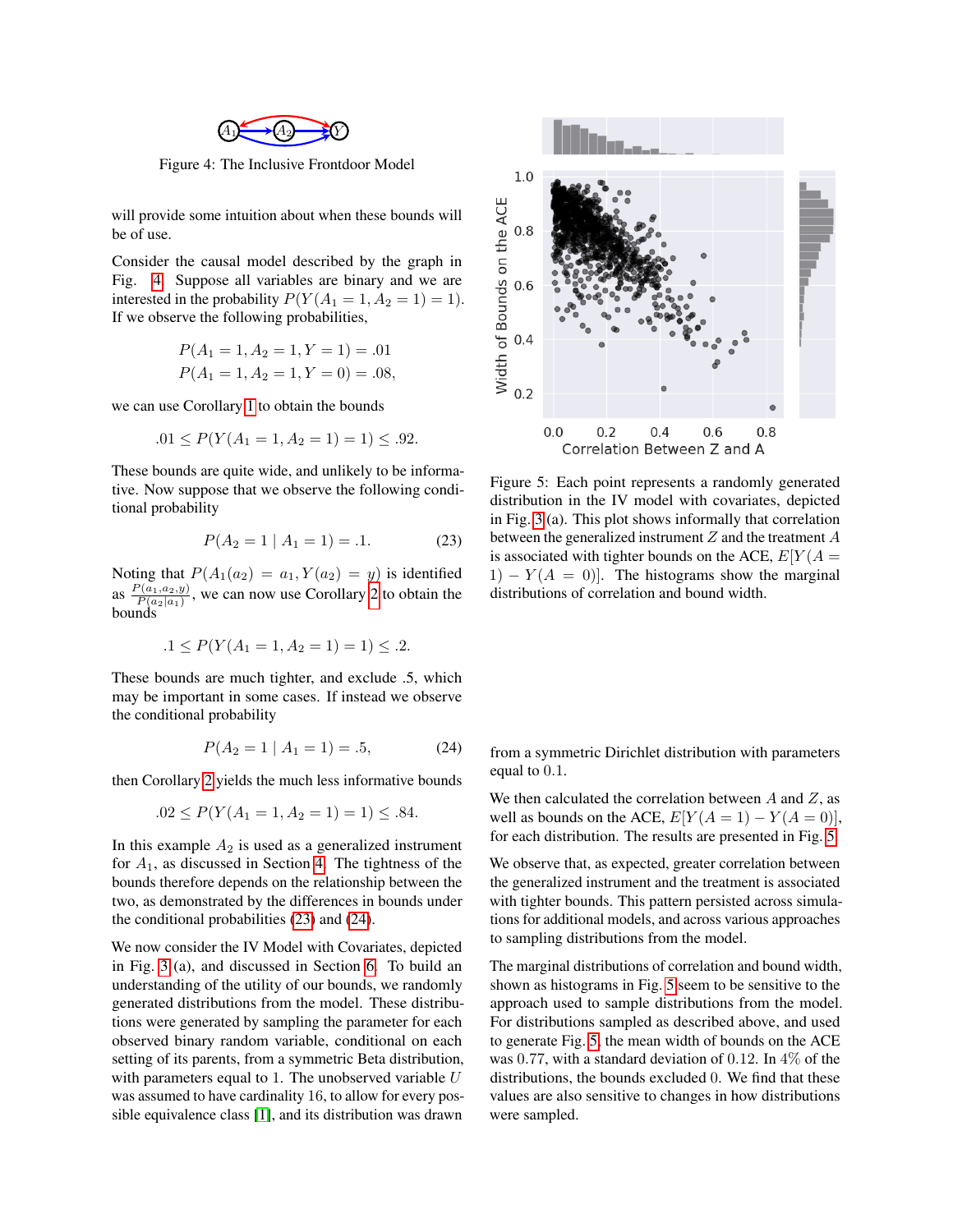Figure 4: The Inclusive Frontdoor Model

will provide some intuition about when these bounds will be of use.

Consider the causal model described by the graph in Fig. 4. Suppose all variables are binary and we are interested in the probability $P(Y(A_1 = 1, A_2 = 1) = 1)$. If we observe the following probabilities,

$$P(A_1 = 1, A_2 = 1, Y = 1) = .01$$
$$P(A_1 = 1, A_2 = 1, Y = 0) = .08,$$

we can use Corollary 1 to obtain the bounds

$$.01 \leq P(Y(A_1 = 1, A_2 = 1) = 1) \leq .92.$$

These bounds are quite wide, and unlikely to be informative. Now suppose that we observe the following conditional probability

$$P(A_2 = 1 \mid A_1 = 1) = .1. \tag{23}$$

Noting that $P(A_1(a_2) = a_1, Y(a_2) = y)$ is identified as $\frac{P(a_1, a_2, y)}{P(a_2 \mid a_1)}$, we can now use Corollary 2 to obtain the bounds

$$.1 \leq P(Y(A_1 = 1, A_2 = 1) = 1) \leq .2.$$

These bounds are much tighter, and exclude .5, which may be important in some cases. If instead we observe the conditional probability

$$P(A_2 = 1 \mid A_1 = 1) = .5, \tag{24}$$

then Corollary 2 yields the much less informative bounds

$$.02 \leq P(Y(A_1 = 1, A_2 = 1) = 1) \leq .84.$$

In this example $A_2$ is used as a generalized instrument for $A_1$, as discussed in Section 4. The tightness of the bounds therefore depends on the relationship between the two, as demonstrated by the differences in bounds under the conditional probabilities (23) and (24).

We now consider the IV Model with Covariates, depicted in Fig. 3 (a), and discussed in Section 6. To build an understanding of the utility of our bounds, we randomly generated distributions from the model. These distributions were generated by sampling the parameter for each observed binary random variable, conditional on each setting of its parents, from a symmetric Beta distribution, with parameters equal to 1. The unobserved variable $U$ was assumed to have cardinality 16, to allow for every possible equivalence class [1], and its distribution was drawn from a symmetric Dirichlet distribution with parameters equal to 0.1.

Figure 5: Each point represents a randomly generated distribution in the IV model with covariates, depicted in Fig. 3 (a). This plot shows informally that correlation between the generalized instrument $Z$ and the treatment $A$ is associated with tighter bounds on the ACE, $E[Y(A = 1) - Y(A = 0)]$. The histograms show the marginal distributions of correlation and bound width.

We then calculated the correlation between $A$ and $Z$, as well as bounds on the ACE, $E[Y(A = 1) - Y(A = 0)]$, for each distribution. The results are presented in Fig. 5.

We observe that, as expected, greater correlation between the generalized instrument and the treatment is associated with tighter bounds. This pattern persisted across simulations for additional models, and across various approaches to sampling distributions from the model.

The marginal distributions of correlation and bound width, shown as histograms in Fig. 5 seem to be sensitive to the approach used to sample distributions from the model. For distributions sampled as described above, and used to generate Fig. 5, the mean width of bounds on the ACE was 0.77, with a standard deviation of 0.12. In 4% of the distributions, the bounds excluded 0. We find that these values are also sensitive to changes in how distributions were sampled.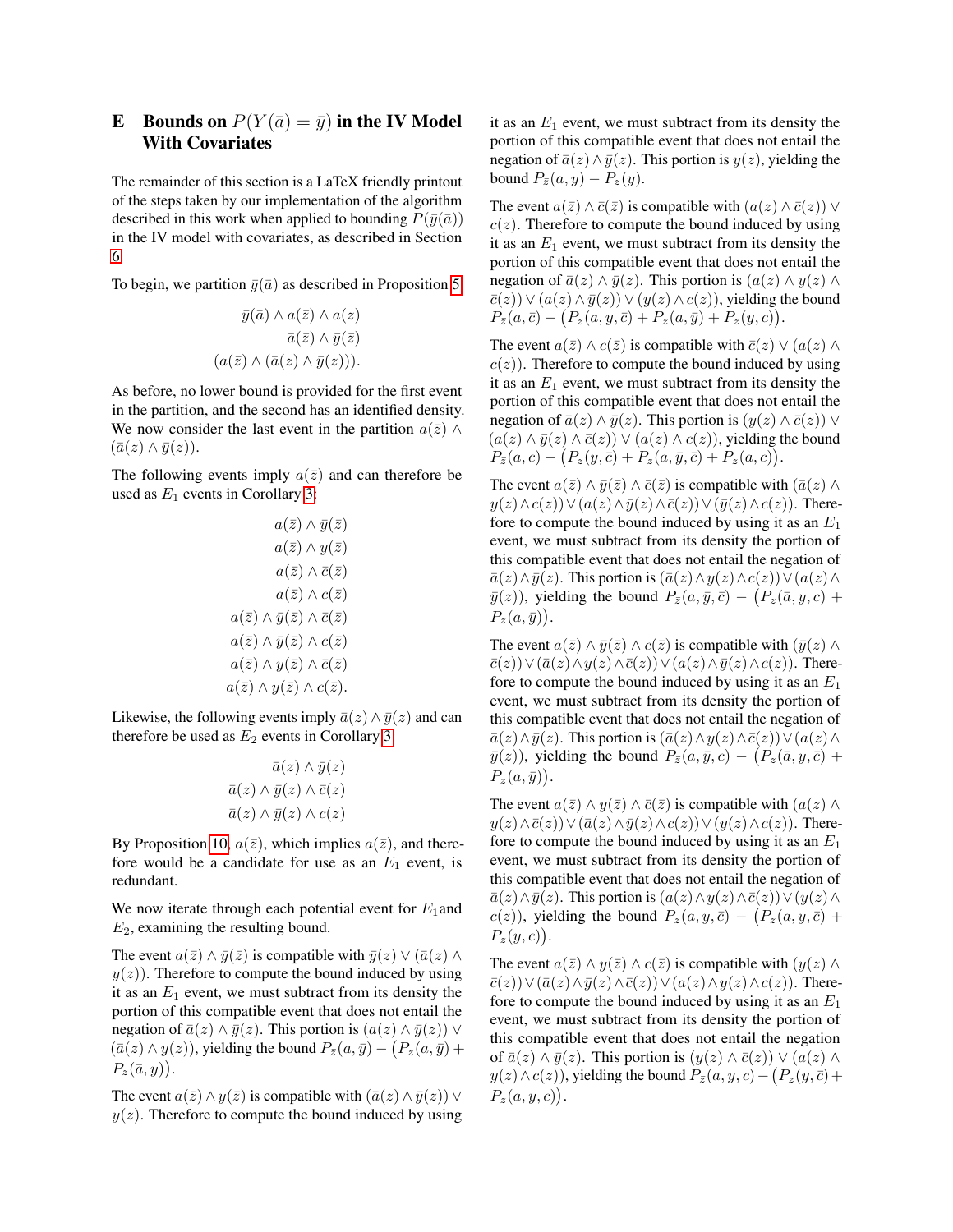## E Bounds on $P(Y(\bar{a}) = \bar{y})$ in the IV Model With Covariates

The remainder of this section is a LaTeX friendly printout of the steps taken by our implementation of the algorithm described in this work when applied to bounding $P(\bar{y}(\bar{a}))$ in the IV model with covariates, as described in Section 6.

To begin, we partition $\bar{y}(\bar{a})$ as described in Proposition 5.

$$\bar{y}(\bar{a}) \wedge a(\bar{z}) \wedge a(z)$$
$$\bar{a}(\bar{z}) \wedge \bar{y}(\bar{z})$$
$$(a(\bar{z}) \wedge (\bar{a}(z) \wedge \bar{y}(z))).$$

As before, no lower bound is provided for the first event in the partition, and the second has an identified density. We now consider the last event in the partition $a(\bar{z}) \wedge (\bar{a}(z) \wedge \bar{y}(z))$.

The following events imply $a(\bar{z})$ and can therefore be used as $E_1$ events in Corollary 3:

$$a(\bar{z}) \wedge \bar{y}(\bar{z})$$
$$a(\bar{z}) \wedge y(\bar{z})$$
$$a(\bar{z}) \wedge \bar{c}(\bar{z})$$
$$a(\bar{z}) \wedge c(\bar{z})$$
$$a(\bar{z}) \wedge \bar{y}(\bar{z}) \wedge \bar{c}(\bar{z})$$
$$a(\bar{z}) \wedge \bar{y}(\bar{z}) \wedge c(\bar{z})$$
$$a(\bar{z}) \wedge y(\bar{z}) \wedge \bar{c}(\bar{z})$$
$$a(\bar{z}) \wedge y(\bar{z}) \wedge c(\bar{z}).$$

Likewise, the following events imply $\bar{a}(z) \wedge \bar{y}(z)$ and can therefore be used as $E_2$ events in Corollary 3:

$$\bar{a}(z) \wedge \bar{y}(z)$$
$$\bar{a}(z) \wedge \bar{y}(z) \wedge \bar{c}(z)$$
$$\bar{a}(z) \wedge \bar{y}(z) \wedge c(z)$$

By Proposition 10, $a(\bar{z})$, which implies $a(\bar{z})$, and therefore would be a candidate for use as an $E_1$ event, is redundant.

We now iterate through each potential event for $E_1$and $E_2$, examining the resulting bound.

The event $a(\bar{z}) \wedge \bar{y}(\bar{z})$ is compatible with $\bar{y}(z) \vee (\bar{a}(z) \wedge y(z))$. Therefore to compute the bound induced by using it as an $E_1$ event, we must subtract from its density the portion of this compatible event that does not entail the negation of $\bar{a}(z) \wedge \bar{y}(z)$. This portion is $(a(z) \wedge \bar{y}(z)) \vee (\bar{a}(z) \wedge y(z))$, yielding the bound $P_{\bar{z}}(a, \bar{y}) - \big(P_z(a, \bar{y}) + P_z(\bar{a}, y)\big)$.

The event $a(\bar{z}) \wedge y(\bar{z})$ is compatible with $(\bar{a}(z) \wedge \bar{y}(z)) \vee y(z)$. Therefore to compute the bound induced by using it as an $E_1$ event, we must subtract from its density the portion of this compatible event that does not entail the negation of $\bar{a}(z) \wedge \bar{y}(z)$. This portion is $y(z)$, yielding the bound $P_{\bar{z}}(a, y) - P_z(y)$.

The event $a(\bar{z}) \wedge \bar{c}(\bar{z})$ is compatible with $(a(z) \wedge \bar{c}(z)) \vee c(z)$. Therefore to compute the bound induced by using it as an $E_1$ event, we must subtract from its density the portion of this compatible event that does not entail the negation of $\bar{a}(z) \wedge \bar{y}(z)$. This portion is $(a(z) \wedge y(z) \wedge \bar{c}(z)) \vee (a(z) \wedge \bar{y}(z)) \vee (y(z) \wedge c(z))$, yielding the bound $P_{\bar{z}}(a, \bar{c}) - \big(P_z(a, y, \bar{c}) + P_z(a, \bar{y}) + P_z(y, c)\big)$.

The event $a(\bar{z}) \wedge c(\bar{z})$ is compatible with $\bar{c}(z) \vee (a(z) \wedge c(z))$. Therefore to compute the bound induced by using it as an $E_1$ event, we must subtract from its density the portion of this compatible event that does not entail the negation of $\bar{a}(z) \wedge \bar{y}(z)$. This portion is $(y(z) \wedge \bar{c}(z)) \vee (a(z) \wedge \bar{y}(z) \wedge \bar{c}(z)) \vee (a(z) \wedge c(z))$, yielding the bound $P_{\bar{z}}(a, c) - \big(P_z(y, \bar{c}) + P_z(a, \bar{y}, \bar{c}) + P_z(a, c)\big)$.

The event $a(\bar{z}) \wedge \bar{y}(\bar{z}) \wedge \bar{c}(\bar{z})$ is compatible with $(\bar{a}(z) \wedge y(z) \wedge c(z)) \vee (a(z) \wedge \bar{y}(z) \wedge \bar{c}(z)) \vee (\bar{y}(z) \wedge c(z))$. Therefore to compute the bound induced by using it as an $E_1$ event, we must subtract from its density the portion of this compatible event that does not entail the negation of $\bar{a}(z) \wedge \bar{y}(z)$. This portion is $(\bar{a}(z) \wedge y(z) \wedge c(z)) \vee (a(z) \wedge \bar{y}(z))$, yielding the bound $P_{\bar{z}}(a, \bar{y}, \bar{c}) - \big(P_z(\bar{a}, y, c) + P_z(a, \bar{y})\big)$.

The event $a(\bar{z}) \wedge \bar{y}(\bar{z}) \wedge c(\bar{z})$ is compatible with $(\bar{y}(z) \wedge \bar{c}(z)) \vee (\bar{a}(z) \wedge y(z) \wedge \bar{c}(z)) \vee (a(z) \wedge \bar{y}(z) \wedge c(z))$. Therefore to compute the bound induced by using it as an $E_1$ event, we must subtract from its density the portion of this compatible event that does not entail the negation of $\bar{a}(z) \wedge \bar{y}(z)$. This portion is $(\bar{a}(z) \wedge y(z) \wedge \bar{c}(z)) \vee (a(z) \wedge \bar{y}(z))$, yielding the bound $P_{\bar{z}}(a, \bar{y}, c) - \big(P_z(\bar{a}, y, \bar{c}) + P_z(a, \bar{y})\big)$.

The event $a(\bar{z}) \wedge y(\bar{z}) \wedge \bar{c}(\bar{z})$ is compatible with $(a(z) \wedge y(z) \wedge \bar{c}(z)) \vee (\bar{a}(z) \wedge \bar{y}(z) \wedge c(z)) \vee (y(z) \wedge c(z))$. Therefore to compute the bound induced by using it as an $E_1$ event, we must subtract from its density the portion of this compatible event that does not entail the negation of $\bar{a}(z) \wedge \bar{y}(z)$. This portion is $(a(z) \wedge y(z) \wedge \bar{c}(z)) \vee (y(z) \wedge c(z))$, yielding the bound $P_{\bar{z}}(a, y, \bar{c}) - \big(P_z(a, y, \bar{c}) + P_z(y, c)\big)$.

The event $a(\bar{z}) \wedge y(\bar{z}) \wedge c(\bar{z})$ is compatible with $(y(z) \wedge \bar{c}(z)) \vee (\bar{a}(z) \wedge \bar{y}(z) \wedge \bar{c}(z)) \vee (a(z) \wedge y(z) \wedge c(z))$. Therefore to compute the bound induced by using it as an $E_1$ event, we must subtract from its density the portion of this compatible event that does not entail the negation of $\bar{a}(z) \wedge \bar{y}(z)$. This portion is $(y(z) \wedge \bar{c}(z)) \vee (a(z) \wedge y(z) \wedge c(z))$, yielding the bound $P_{\bar{z}}(a, y, c) - \big(P_z(y, \bar{c}) + P_z(a, y, c)\big)$.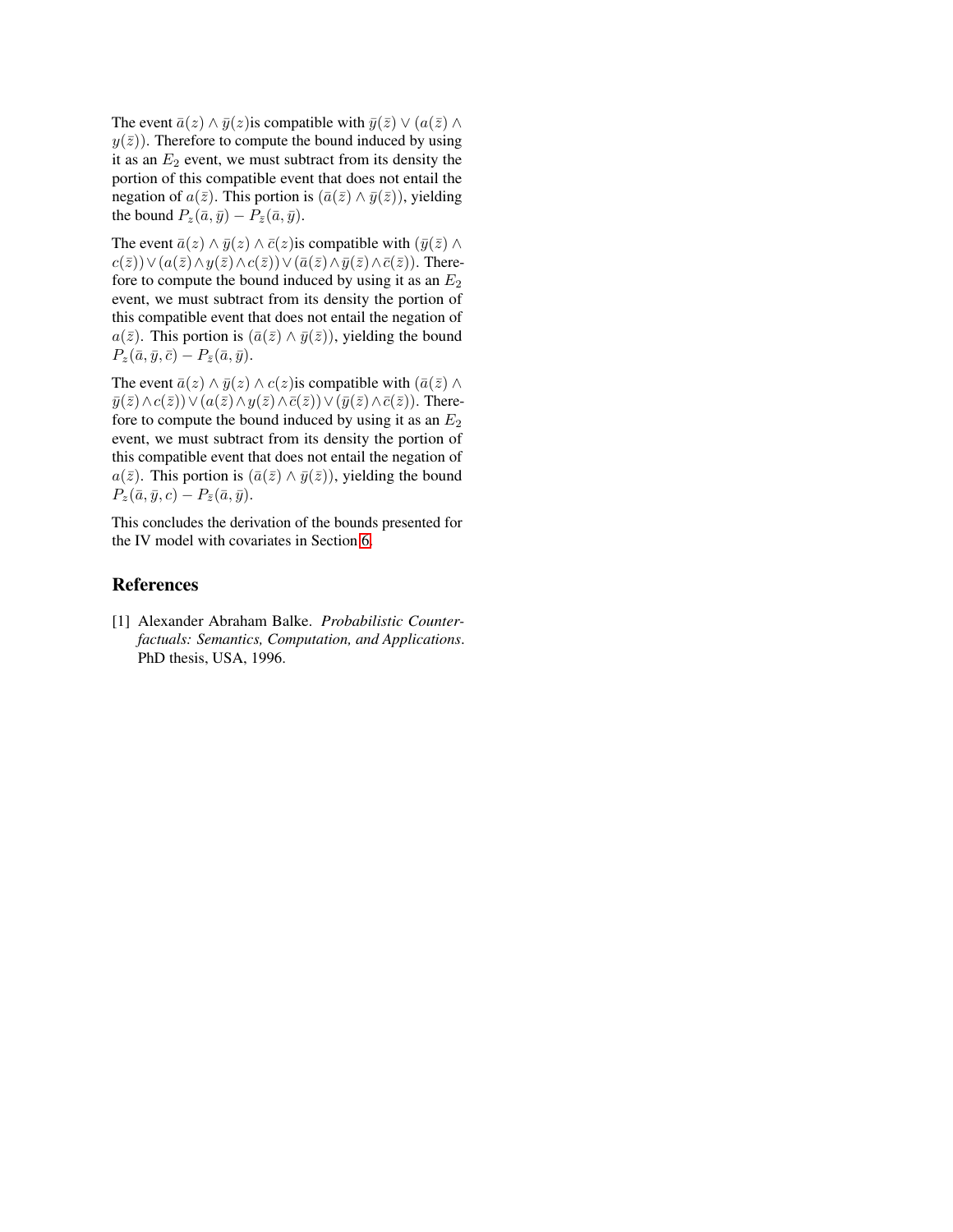The event $\bar{a}(z) \wedge \bar{y}(z)$is compatible with $\bar{y}(\bar{z}) \vee (a(\bar{z}) \wedge y(\bar{z}))$. Therefore to compute the bound induced by using it as an $E_2$ event, we must subtract from its density the portion of this compatible event that does not entail the negation of $a(\bar{z})$. This portion is $(\bar{a}(\bar{z}) \wedge \bar{y}(\bar{z}))$, yielding the bound $P_z(\bar{a}, \bar{y}) - P_{\bar{z}}(\bar{a}, \bar{y})$.

The event $\bar{a}(z) \wedge \bar{y}(z) \wedge \bar{c}(z)$is compatible with $(\bar{y}(\bar{z}) \wedge c(\bar{z})) \vee (a(\bar{z}) \wedge y(\bar{z}) \wedge c(\bar{z})) \vee (\bar{a}(\bar{z}) \wedge \bar{y}(\bar{z}) \wedge \bar{c}(\bar{z}))$. Therefore to compute the bound induced by using it as an $E_2$ event, we must subtract from its density the portion of this compatible event that does not entail the negation of $a(\bar{z})$. This portion is $(\bar{a}(\bar{z}) \wedge \bar{y}(\bar{z}))$, yielding the bound $P_z(\bar{a}, \bar{y}, \bar{c}) - P_{\bar{z}}(\bar{a}, \bar{y})$.

The event $\bar{a}(z) \wedge \bar{y}(z) \wedge c(z)$is compatible with $(\bar{a}(\bar{z}) \wedge \bar{y}(\bar{z}) \wedge c(\bar{z})) \vee (a(\bar{z}) \wedge y(\bar{z}) \wedge \bar{c}(\bar{z})) \vee (\bar{y}(\bar{z}) \wedge \bar{c}(\bar{z}))$. Therefore to compute the bound induced by using it as an $E_2$ event, we must subtract from its density the portion of this compatible event that does not entail the negation of $a(\bar{z})$. This portion is $(\bar{a}(\bar{z}) \wedge \bar{y}(\bar{z}))$, yielding the bound $P_z(\bar{a}, \bar{y}, c) - P_{\bar{z}}(\bar{a}, \bar{y})$.

This concludes the derivation of the bounds presented for the IV model with covariates in Section 6.

## References

[1] Alexander Abraham Balke. *Probabilistic Counterfactuals: Semantics, Computation, and Applications*. PhD thesis, USA, 1996.